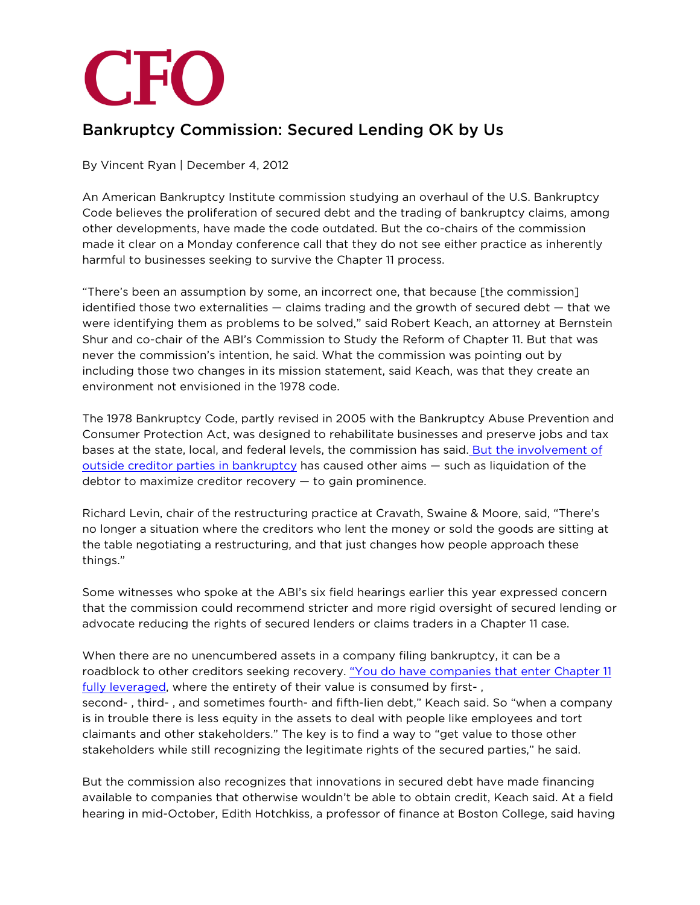# CFO

## Bankruptcy Commission: Secured Lending OK by Us

By Vincent Ryan | December 4, 2012

An American Bankruptcy Institute commission studying an overhaul of the U.S. Bankruptcy Code believes the proliferation of secured debt and the trading of bankruptcy claims, among other developments, have made the code outdated. But the co-chairs of the commission made it clear on a Monday conference call that they do not see either practice as inherently harmful to businesses seeking to survive the Chapter 11 process.

"There's been an assumption by some, an incorrect one, that because [the commission] identified those two externalities — claims trading and the growth of secured debt — that we were identifying them as problems to be solved," said Robert Keach, an attorney at Bernstein Shur and co-chair of the ABI's Commission to Study the Reform of Chapter 11. But that was never the commission's intention, he said. What the commission was pointing out by including those two changes in its mission statement, said Keach, was that they create an environment not envisioned in the 1978 code.

The 1978 Bankruptcy Code, partly revised in 2005 with the Bankruptcy Abuse Prevention and Consumer Protection Act, was designed to rehabilitate businesses and preserve jobs and tax bases at the state, local, and federal levels, the commission has said. But the involvement of outside creditor parties in bankruptcy has caused other aims — such as liquidation of the debtor to maximize creditor recovery — to gain prominence.

Richard Levin, chair of the restructuring practice at Cravath, Swaine & Moore, said, "There's no longer a situation where the creditors who lent the money or sold the goods are sitting at the table negotiating a restructuring, and that just changes how people approach these things."

Some witnesses who spoke at the ABI's six field hearings earlier this year expressed concern that the commission could recommend stricter and more rigid oversight of secured lending or advocate reducing the rights of secured lenders or claims traders in a Chapter 11 case.

When there are no unencumbered assets in a company filing bankruptcy, it can be a roadblock to other creditors seeking recovery. "You do have companies that enter Chapter 11 fully leveraged, where the entirety of their value is consumed by first- , second- , third- , and sometimes fourth- and fifth-lien debt," Keach said. So "when a company is in trouble there is less equity in the assets to deal with people like employees and tort claimants and other stakeholders." The key is to find a way to "get value to those other stakeholders while still recognizing the legitimate rights of the secured parties," he said.

But the commission also recognizes that innovations in secured debt have made financing available to companies that otherwise wouldn't be able to obtain credit, Keach said. At a field hearing in mid-October, Edith Hotchkiss, a professor of finance at Boston College, said having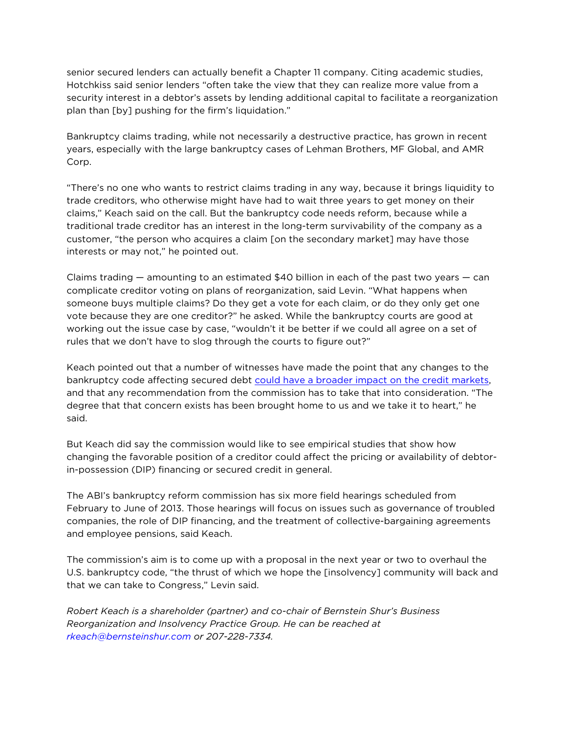senior secured lenders can actually benefit a Chapter 11 company. Citing academic studies, Hotchkiss said senior lenders "often take the view that they can realize more value from a security interest in a debtor's assets by lending additional capital to facilitate a reorganization plan than [by] pushing for the firm's liquidation."

Bankruptcy claims trading, while not necessarily a destructive practice, has grown in recent years, especially with the large bankruptcy cases of Lehman Brothers, MF Global, and AMR Corp.

"There's no one who wants to restrict claims trading in any way, because it brings liquidity to trade creditors, who otherwise might have had to wait three years to get money on their claims," Keach said on the call. But the bankruptcy code needs reform, because while a traditional trade creditor has an interest in the long-term survivability of the company as a customer, "the person who acquires a claim [on the secondary market] may have those interests or may not," he pointed out.

Claims trading — amounting to an estimated $40 billion in each of the past two years — can complicate creditor voting on plans of reorganization, said Levin. "What happens when someone buys multiple claims? Do they get a vote for each claim, or do they only get one vote because they are one creditor?" he asked. While the bankruptcy courts are good at working out the issue case by case, "wouldn't it be better if we could all agree on a set of rules that we don't have to slog through the courts to figure out?"

Keach pointed out that a number of witnesses have made the point that any changes to the bankruptcy code affecting secured debt could have a broader impact on the credit markets, and that any recommendation from the commission has to take that into consideration. "The degree that that concern exists has been brought home to us and we take it to heart," he said.

But Keach did say the commission would like to see empirical studies that show how changing the favorable position of a creditor could affect the pricing or availability of debtor-in-possession (DIP) financing or secured credit in general.

The ABI's bankruptcy reform commission has six more field hearings scheduled from February to June of 2013. Those hearings will focus on issues such as governance of troubled companies, the role of DIP financing, and the treatment of collective-bargaining agreements and employee pensions, said Keach.

The commission's aim is to come up with a proposal in the next year or two to overhaul the U.S. bankruptcy code, "the thrust of which we hope the [insolvency] community will back and that we can take to Congress," Levin said.

*Robert Keach is a shareholder (partner) and co-chair of Bernstein Shur's Business Reorganization and Insolvency Practice Group. He can be reached at rkeach@bernsteinshur.com or 207-228-7334.*